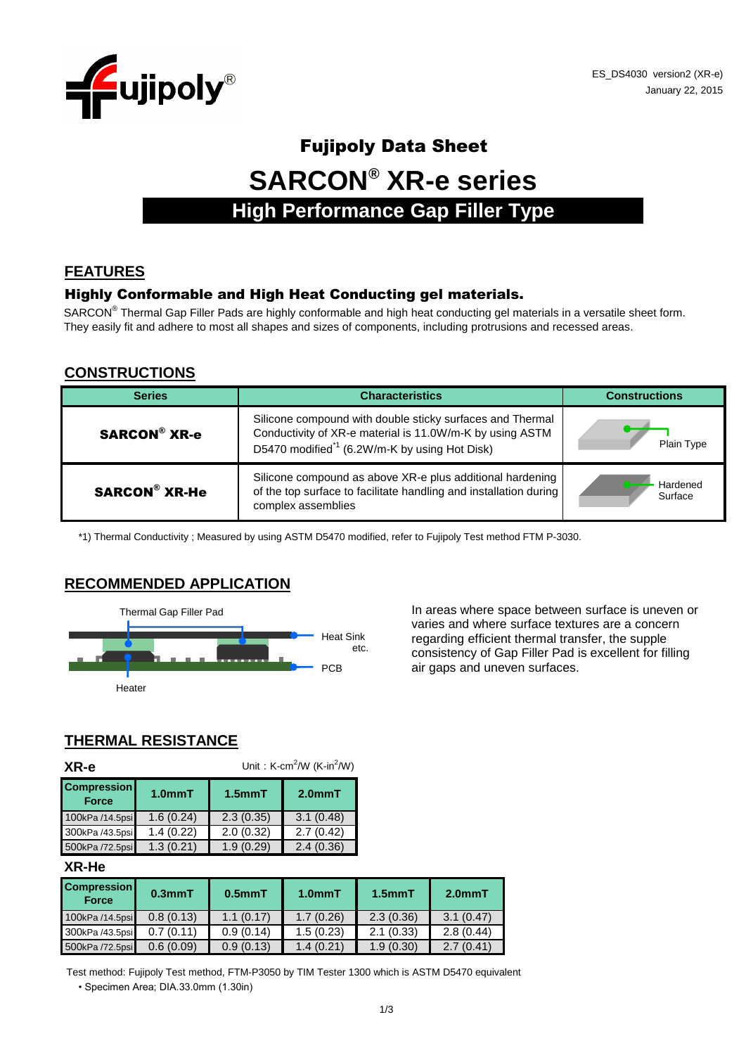ES_DS4030 version2 (XR-e)
January 22, 2015

# Fujipoly Data Sheet

# SARCON® XR-e series

## High Performance Gap Filler Type

## FEATURES

### Highly Conformable and High Heat Conducting gel materials.

SARCON® Thermal Gap Filler Pads are highly conformable and high heat conducting gel materials in a versatile sheet form. They easily fit and adhere to most all shapes and sizes of components, including protrusions and recessed areas.

## CONSTRUCTIONS

| Series | Characteristics | Constructions |
|---|---|---|
| **SARCON® XR-e** | Silicone compound with double sticky surfaces and Thermal Conductivity of XR-e material is 11.0W/m-K by using ASTM D5470 modified[*1] (6.2W/m-K by using Hot Disk) | Plain Type |
| **SARCON® XR-He** | Silicone compound as above XR-e plus additional hardening of the top surface to facilitate handling and installation during complex assemblies | Hardened Surface |

*1) Thermal Conductivity ; Measured by using ASTM D5470 modified, refer to Fujipoly Test method FTM P-3030.

## RECOMMENDED APPLICATION

Thermal Gap Filler Pad

Heat Sink etc.

PCB

Heater

In areas where space between surface is uneven or varies and where surface textures are a concern regarding efficient thermal transfer, the supple consistency of Gap Filler Pad is excellent for filling air gaps and uneven surfaces.

## THERMAL RESISTANCE

**XR-e**

Unit : K-cm²/W (K-in²/W)

| Compression Force | 1.0mmT | 1.5mmT | 2.0mmT |
|---|---|---|---|
| 100kPa /14.5psi | 1.6 (0.24) | 2.3 (0.35) | 3.1 (0.48) |
| 300kPa /43.5psi | 1.4 (0.22) | 2.0 (0.32) | 2.7 (0.42) |
| 500kPa /72.5psi | 1.3 (0.21) | 1.9 (0.29) | 2.4 (0.36) |

**XR-He**

| Compression Force | 0.3mmT | 0.5mmT | 1.0mmT | 1.5mmT | 2.0mmT |
|---|---|---|---|---|---|
| 100kPa /14.5psi | 0.8 (0.13) | 1.1 (0.17) | 1.7 (0.26) | 2.3 (0.36) | 3.1 (0.47) |
| 300kPa /43.5psi | 0.7 (0.11) | 0.9 (0.14) | 1.5 (0.23) | 2.1 (0.33) | 2.8 (0.44) |
| 500kPa /72.5psi | 0.6 (0.09) | 0.9 (0.13) | 1.4 (0.21) | 1.9 (0.30) | 2.7 (0.41) |

Test method: Fujipoly Test method, FTM-P3050 by TIM Tester 1300 which is ASTM D5470 equivalent

- Specimen Area; DIA.33.0mm (1.30in)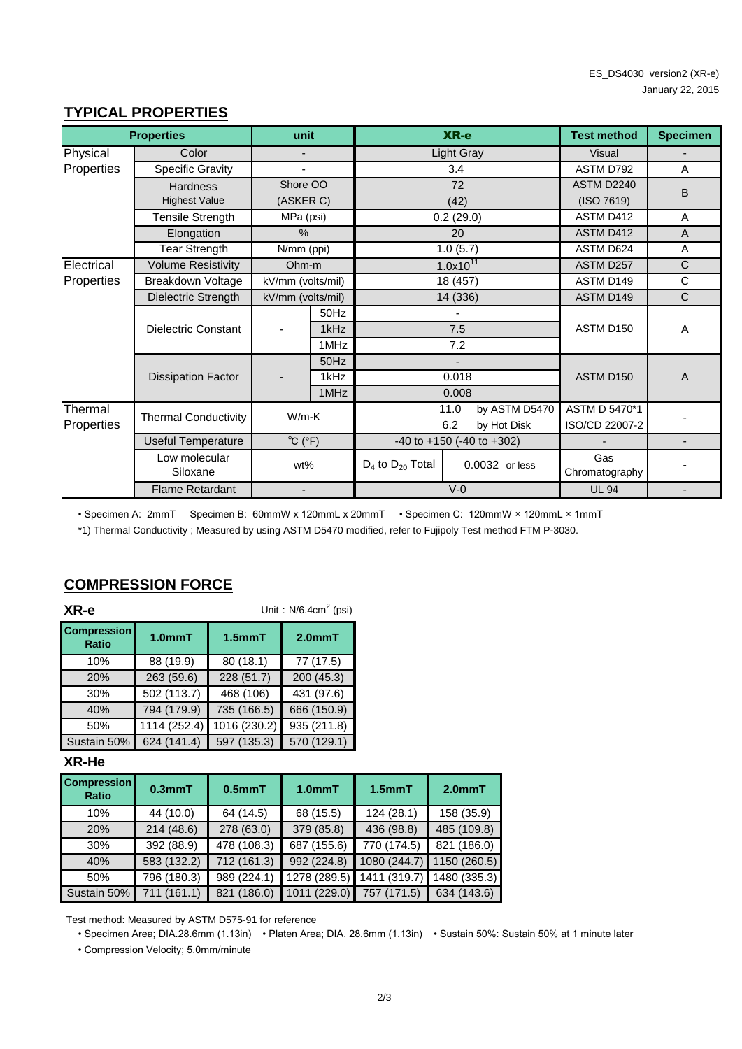ES_DS4030 version2 (XR-e)
January 22, 2015

## TYPICAL PROPERTIES

| Properties | | unit | | XR-e | | Test method | Specimen |
|---|---|---|---|---|---|---|---|
| Physical Properties | Color | - | | Light Gray | | Visual | - |
| | Specific Gravity | - | | 3.4 | | ASTM D792 | A |
| | Hardness Highest Value | Shore OO (ASKER C) | | 72 (42) | | ASTM D2240 (ISO 7619) | B |
| | Tensile Strength | MPa (psi) | | 0.2 (29.0) | | ASTM D412 | A |
| | Elongation | % | | 20 | | ASTM D412 | A |
| | Tear Strength | N/mm (ppi) | | 1.0 (5.7) | | ASTM D624 | A |
| Electrical Properties | Volume Resistivity | Ohm-m | | $1.0x10^{11}$ | | ASTM D257 | C |
| | Breakdown Voltage | kV/mm (volts/mil) | | 18 (457) | | ASTM D149 | C |
| | Dielectric Strength | kV/mm (volts/mil) | | 14 (336) | | ASTM D149 | C |
| | Dielectric Constant | - | 50Hz | - | | ASTM D150 | A |
| | | | 1kHz | 7.5 | | | |
| | | | 1MHz | 7.2 | | | |
| | Dissipation Factor | - | 50Hz | - | | ASTM D150 | A |
| | | | 1kHz | 0.018 | | | |
| | | | 1MHz | 0.008 | | | |
| Thermal Properties | Thermal Conductivity | W/m-K | | 11.0 | by ASTM D5470 | ASTM D 5470*1 | - |
| | | | | 6.2 | by Hot Disk | ISO/CD 22007-2 | |
| | Useful Temperature | ℃ (°F) | | -40 to +150 (-40 to +302) | | - | - |
| | Low molecular Siloxane | wt% | | $D_4$ to $D_{20}$ Total | 0.0032 or less | Gas Chromatography | - |
| | Flame Retardant | - | | V-0 | | UL 94 | - |

• Specimen A: 2mmT   Specimen B: 60mmW x 120mmL x 20mmT   • Specimen C: 120mmW × 120mmL × 1mmT

*1) Thermal Conductivity ; Measured by using ASTM D5470 modified, refer to Fujipoly Test method FTM P-3030.

## COMPRESSION FORCE

**XR-e**

Unit : N/6.4cm$^2$ (psi)

| Compression Ratio | 1.0mmT | 1.5mmT | 2.0mmT |
|---|---|---|---|
| 10% | 88 (19.9) | 80 (18.1) | 77 (17.5) |
| 20% | 263 (59.6) | 228 (51.7) | 200 (45.3) |
| 30% | 502 (113.7) | 468 (106) | 431 (97.6) |
| 40% | 794 (179.9) | 735 (166.5) | 666 (150.9) |
| 50% | 1114 (252.4) | 1016 (230.2) | 935 (211.8) |
| Sustain 50% | 624 (141.4) | 597 (135.3) | 570 (129.1) |

**XR-He**

| Compression Ratio | 0.3mmT | 0.5mmT | 1.0mmT | 1.5mmT | 2.0mmT |
|---|---|---|---|---|---|
| 10% | 44 (10.0) | 64 (14.5) | 68 (15.5) | 124 (28.1) | 158 (35.9) |
| 20% | 214 (48.6) | 278 (63.0) | 379 (85.8) | 436 (98.8) | 485 (109.8) |
| 30% | 392 (88.9) | 478 (108.3) | 687 (155.6) | 770 (174.5) | 821 (186.0) |
| 40% | 583 (132.2) | 712 (161.3) | 992 (224.8) | 1080 (244.7) | 1150 (260.5) |
| 50% | 796 (180.3) | 989 (224.1) | 1278 (289.5) | 1411 (319.7) | 1480 (335.3) |
| Sustain 50% | 711 (161.1) | 821 (186.0) | 1011 (229.0) | 757 (171.5) | 634 (143.6) |

Test method: Measured by ASTM D575-91 for reference

• Specimen Area; DIA.28.6mm (1.13in)   • Platen Area; DIA. 28.6mm (1.13in)   • Sustain 50%: Sustain 50% at 1 minute later

• Compression Velocity; 5.0mm/minute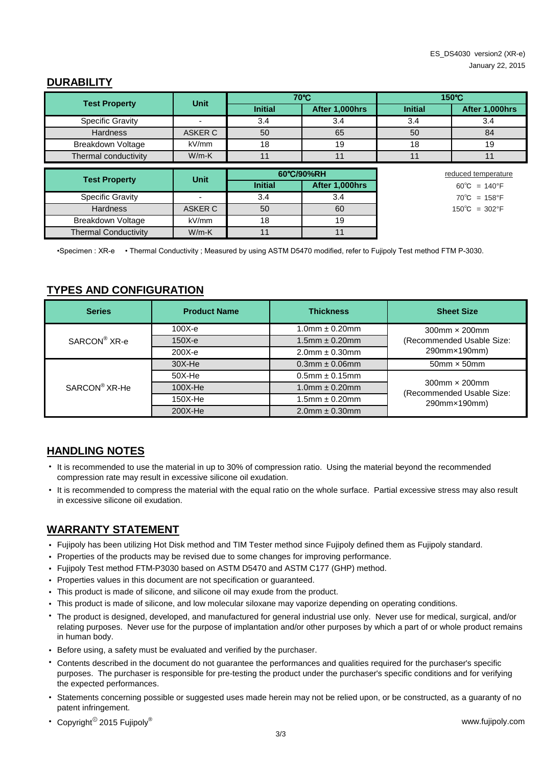ES_DS4030 version2 (XR-e)
January 22, 2015

## DURABILITY

| Test Property | Unit | 70℃ | | 150℃ | |
|---|---|---|---|---|---|
| | | Initial | After 1,000hrs | Initial | After 1,000hrs |
| Specific Gravity | - | 3.4 | 3.4 | 3.4 | 3.4 |
| Hardness | ASKER C | 50 | 65 | 50 | 84 |
| Breakdown Voltage | kV/mm | 18 | 19 | 18 | 19 |
| Thermal conductivity | W/m-K | 11 | 11 | 11 | 11 |

| Test Property | Unit | 60℃/90%RH | |
|---|---|---|---|
| | | Initial | After 1,000hrs |
| Specific Gravity | - | 3.4 | 3.4 |
| Hardness | ASKER C | 50 | 60 |
| Breakdown Voltage | kV/mm | 18 | 19 |
| Thermal Conductivity | W/m-K | 11 | 11 |

reduced temperature
60℃ = 140°F
70℃ = 158°F
150℃ = 302°F

•Specimen : XR-e • Thermal Conductivity ; Measured by using ASTM D5470 modified, refer to Fujipoly Test method FTM P-3030.

## TYPES AND CONFIGURATION

| Series | Product Name | Thickness | Sheet Size |
|---|---|---|---|
| SARCON® XR-e | 100X-e | 1.0mm ± 0.20mm | 300mm × 200mm (Recommended Usable Size: 290mm×190mm) |
| | 150X-e | 1.5mm ± 0.20mm | |
| | 200X-e | 2.0mm ± 0.30mm | |
| SARCON® XR-He | 30X-He | 0.3mm ± 0.06mm | 50mm × 50mm |
| | 50X-He | 0.5mm ± 0.15mm | 300mm × 200mm (Recommended Usable Size: 290mm×190mm) |
| | 100X-He | 1.0mm ± 0.20mm | |
| | 150X-He | 1.5mm ± 0.20mm | |
| | 200X-He | 2.0mm ± 0.30mm | |

## HANDLING NOTES

- It is recommended to use the material in up to 30% of compression ratio. Using the material beyond the recommended compression rate may result in excessive silicone oil exudation.
- It is recommended to compress the material with the equal ratio on the whole surface. Partial excessive stress may also result in excessive silicone oil exudation.

## WARRANTY STATEMENT

- Fujipoly has been utilizing Hot Disk method and TIM Tester method since Fujipoly defined them as Fujipoly standard.
- Properties of the products may be revised due to some changes for improving performance.
- Fujipoly Test method FTM-P3030 based on ASTM D5470 and ASTM C177 (GHP) method.
- Properties values in this document are not specification or guaranteed.
- This product is made of silicone, and silicone oil may exude from the product.
- This product is made of silicone, and low molecular siloxane may vaporize depending on operating conditions.
- The product is designed, developed, and manufactured for general industrial use only. Never use for medical, surgical, and/or relating purposes. Never use for the purpose of implantation and/or other purposes by which a part of or whole product remains in human body.
- Before using, a safety must be evaluated and verified by the purchaser.
- Contents described in the document do not guarantee the performances and qualities required for the purchaser's specific purposes. The purchaser is responsible for pre-testing the product under the purchaser's specific conditions and for verifying the expected performances.
- Statements concerning possible or suggested uses made herein may not be relied upon, or be constructed, as a guaranty of no patent infringement.
- Copyright© 2015 Fujipoly®

www.fujipoly.com